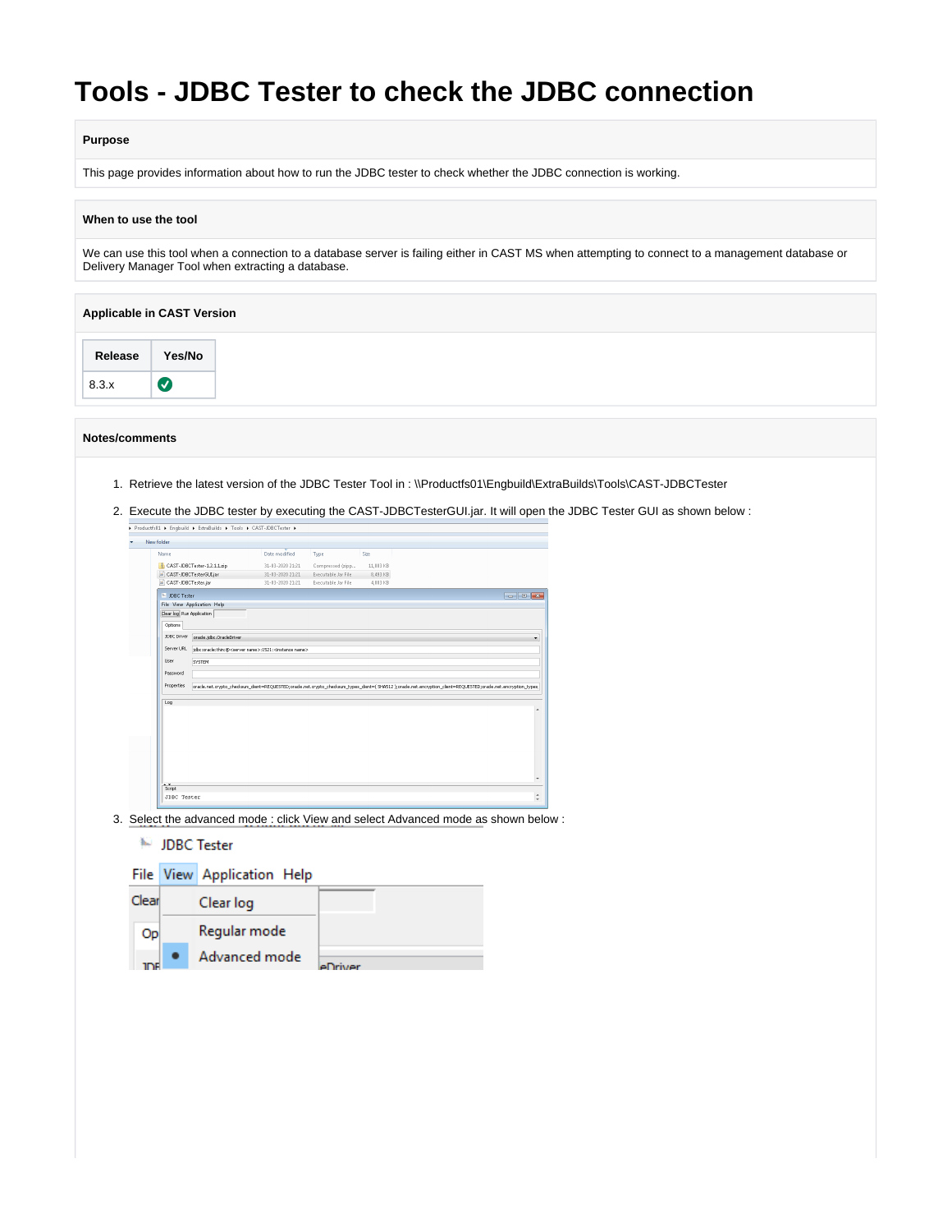# Tools - JDBC Tester to check the JDBC connection

**Purpose**

This page provides information about how to run the JDBC tester to check whether the JDBC connection is working.

**When to use the tool**

We can use this tool when a connection to a database server is failing either in CAST MS when attempting to connect to a management database or Delivery Manager Tool when extracting a database.

**Applicable in CAST Version**

| Release | Yes/No |
|---|---|
| 8.3.x | ✅ |

**Notes/comments**

1. Retrieve the latest version of the JDBC Tester Tool in : \\Productfs01\Engbuild\ExtraBuilds\Tools\CAST-JDBCTester
2. Execute the JDBC tester by executing the CAST-JDBCTesterGUI.jar. It will open the JDBC Tester GUI as shown below :
3. Select the advanced mode : click View and select Advanced mode as shown below :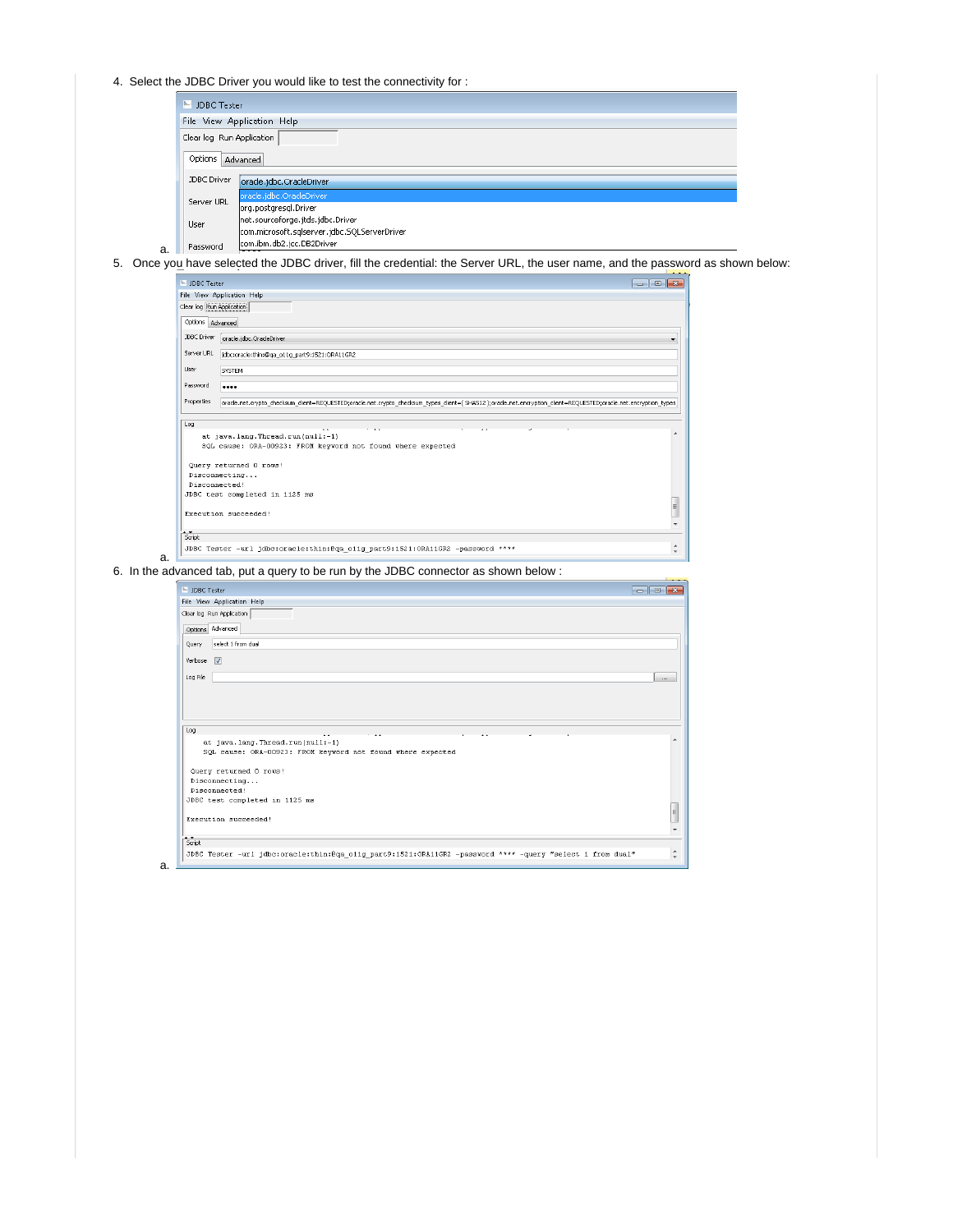4. Select the JDBC Driver you would like to test the connectivity for :

    a.

5. Once you have selected the JDBC driver, fill the credential: the Server URL, the user name, and the password as shown below:

    a.

6. In the advanced tab, put a query to be run by the JDBC connector as shown below :

    a.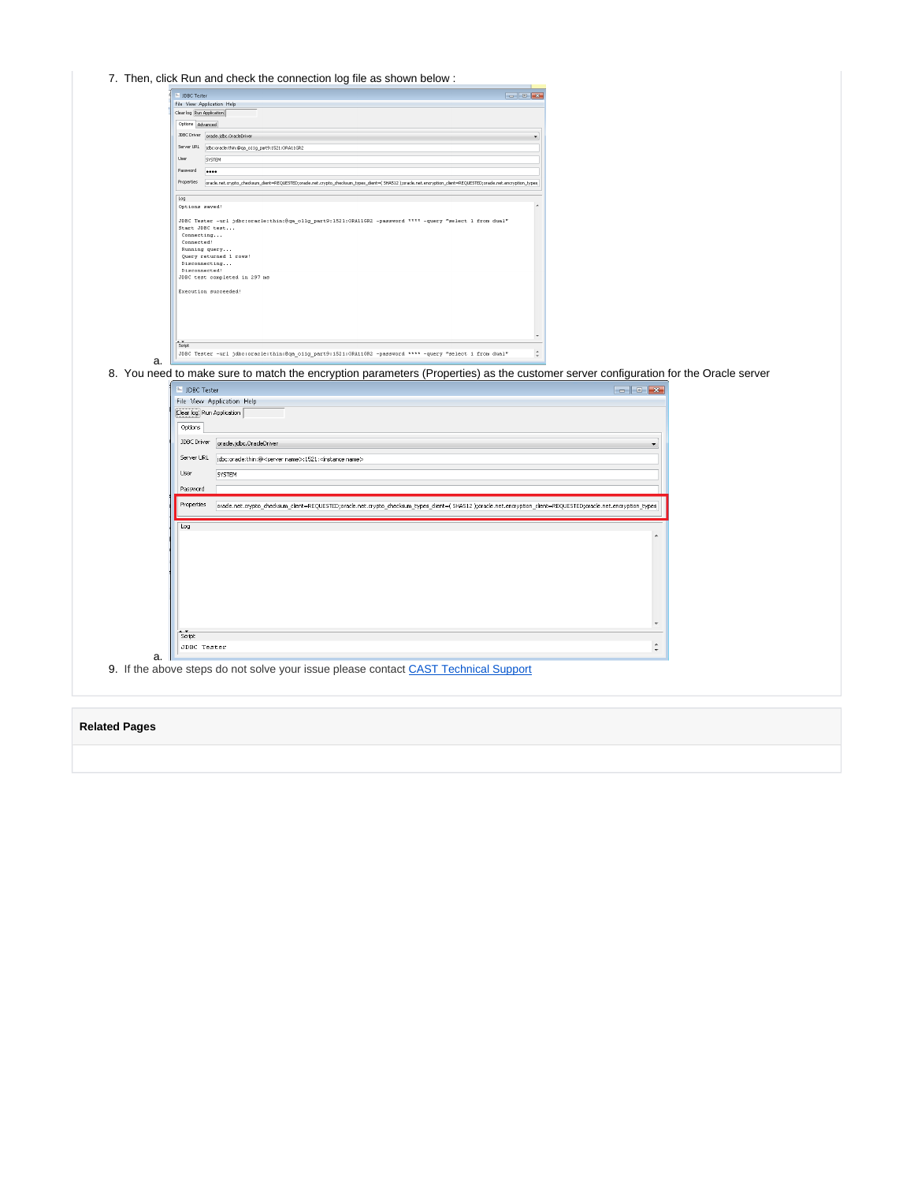7. Then, click Run and check the connection log file as shown below :

    a.

8. You need to make sure to match the encryption parameters (Properties) as the customer server configuration for the Oracle server

    a.

9. If the above steps do not solve your issue please contact CAST Technical Support

**Related Pages**